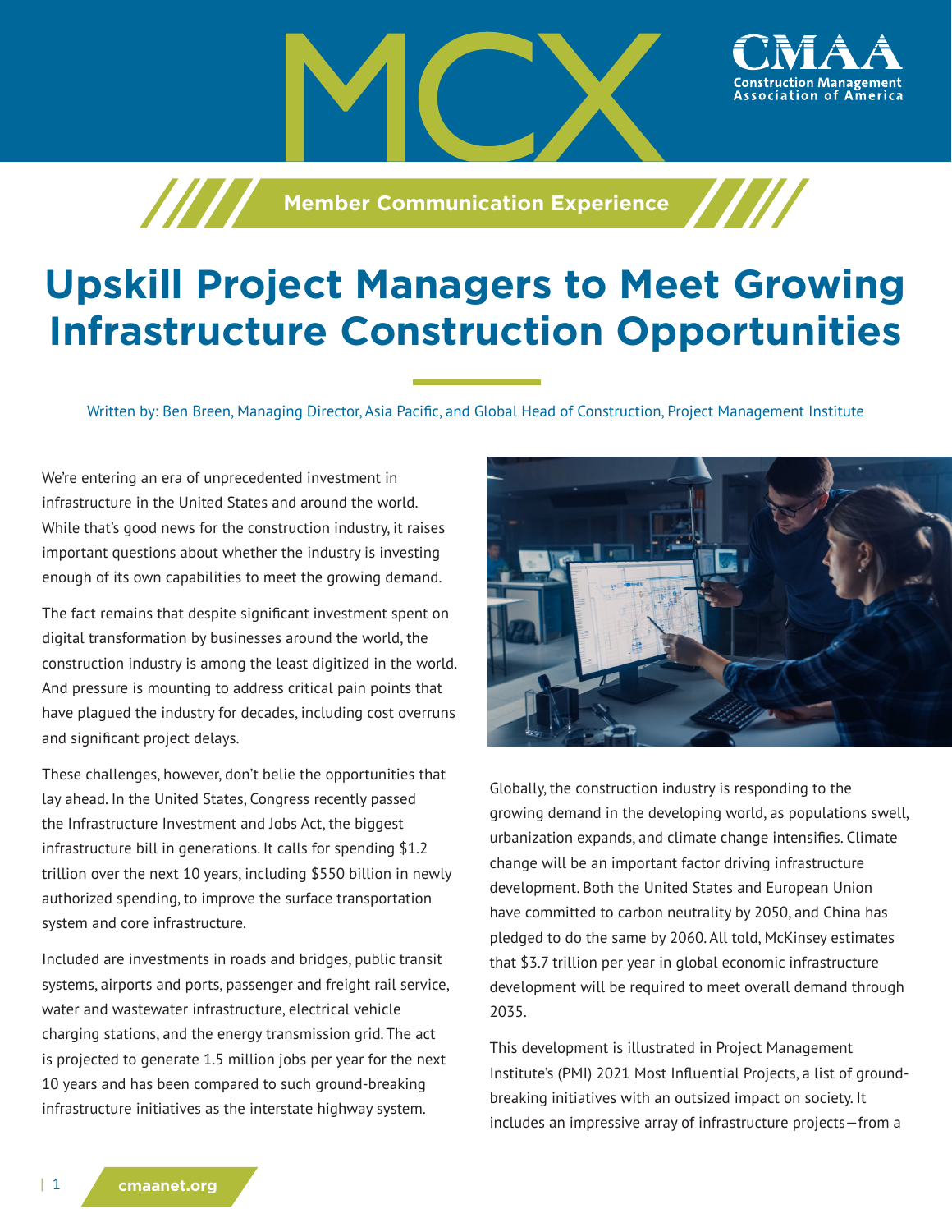MCX

Construction Management Association of America

Member Communication Experience

# Upskill Project Managers to Meet Growing Infrastructure Construction Opportunities

Written by: Ben Breen, Managing Director, Asia Pacific, and Global Head of Construction, Project Management Institute

We're entering an era of unprecedented investment in infrastructure in the United States and around the world. While that's good news for the construction industry, it raises important questions about whether the industry is investing enough of its own capabilities to meet the growing demand.

The fact remains that despite significant investment spent on digital transformation by businesses around the world, the construction industry is among the least digitized in the world. And pressure is mounting to address critical pain points that have plagued the industry for decades, including cost overruns and significant project delays.

These challenges, however, don't belie the opportunities that lay ahead. In the United States, Congress recently passed the Infrastructure Investment and Jobs Act, the biggest infrastructure bill in generations. It calls for spending $1.2 trillion over the next 10 years, including $550 billion in newly authorized spending, to improve the surface transportation system and core infrastructure.

Included are investments in roads and bridges, public transit systems, airports and ports, passenger and freight rail service, water and wastewater infrastructure, electrical vehicle charging stations, and the energy transmission grid. The act is projected to generate 1.5 million jobs per year for the next 10 years and has been compared to such ground-breaking infrastructure initiatives as the interstate highway system.

Globally, the construction industry is responding to the growing demand in the developing world, as populations swell, urbanization expands, and climate change intensifies. Climate change will be an important factor driving infrastructure development. Both the United States and European Union have committed to carbon neutrality by 2050, and China has pledged to do the same by 2060. All told, McKinsey estimates that $3.7 trillion per year in global economic infrastructure development will be required to meet overall demand through 2035.

This development is illustrated in Project Management Institute's (PMI) 2021 Most Influential Projects, a list of ground-breaking initiatives with an outsized impact on society. It includes an impressive array of infrastructure projects—from a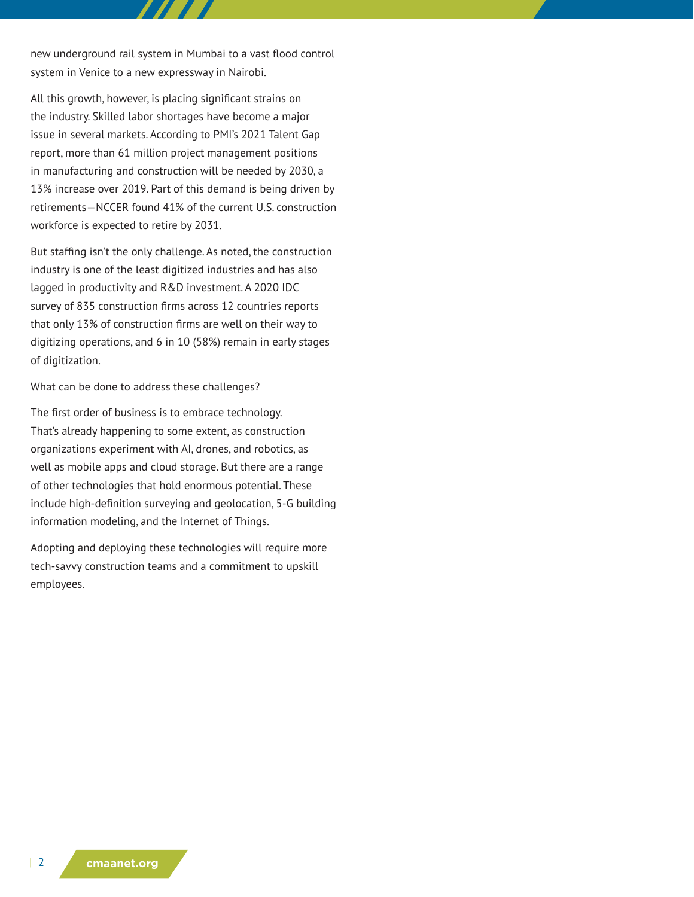new underground rail system in Mumbai to a vast flood control system in Venice to a new expressway in Nairobi.

All this growth, however, is placing significant strains on the industry. Skilled labor shortages have become a major issue in several markets. According to PMI's 2021 Talent Gap report, more than 61 million project management positions in manufacturing and construction will be needed by 2030, a 13% increase over 2019. Part of this demand is being driven by retirements—NCCER found 41% of the current U.S. construction workforce is expected to retire by 2031.

But staffing isn't the only challenge. As noted, the construction industry is one of the least digitized industries and has also lagged in productivity and R&D investment. A 2020 IDC survey of 835 construction firms across 12 countries reports that only 13% of construction firms are well on their way to digitizing operations, and 6 in 10 (58%) remain in early stages of digitization.

What can be done to address these challenges?

The first order of business is to embrace technology. That's already happening to some extent, as construction organizations experiment with AI, drones, and robotics, as well as mobile apps and cloud storage. But there are a range of other technologies that hold enormous potential. These include high-definition surveying and geolocation, 5-G building information modeling, and the Internet of Things.

Adopting and deploying these technologies will require more tech-savvy construction teams and a commitment to upskill employees.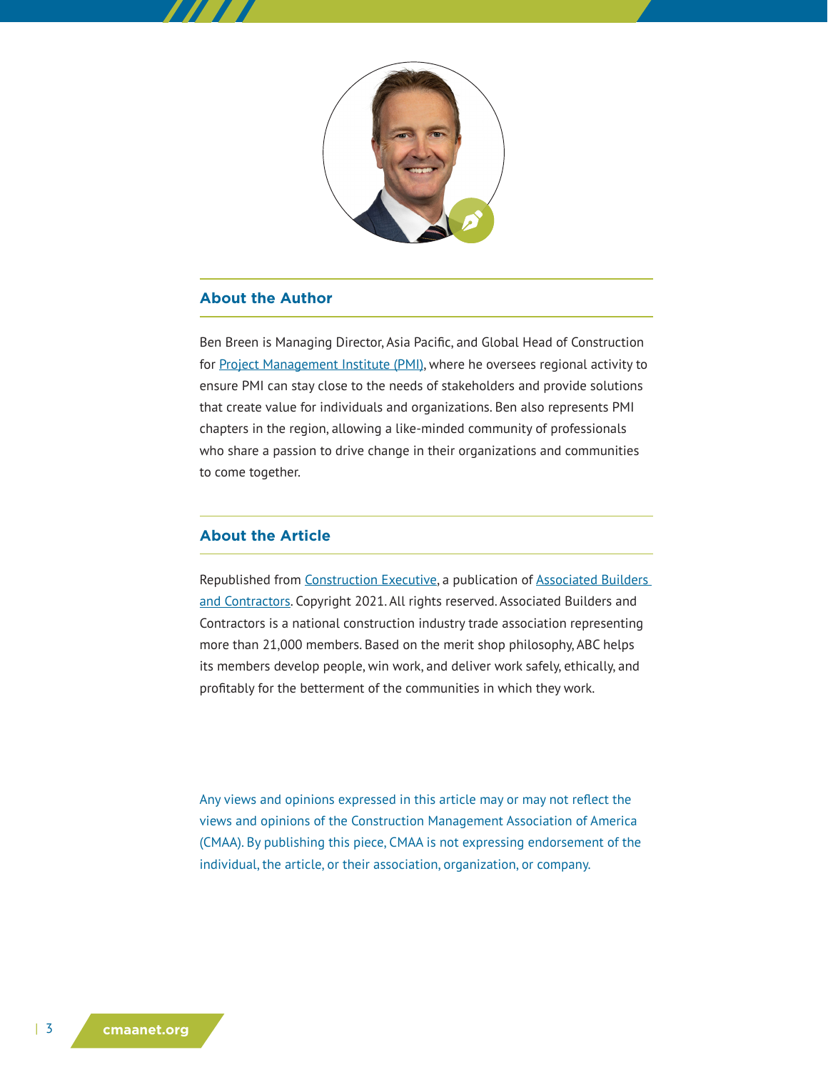## About the Author

Ben Breen is Managing Director, Asia Pacific, and Global Head of Construction for Project Management Institute (PMI), where he oversees regional activity to ensure PMI can stay close to the needs of stakeholders and provide solutions that create value for individuals and organizations. Ben also represents PMI chapters in the region, allowing a like-minded community of professionals who share a passion to drive change in their organizations and communities to come together.

## About the Article

Republished from Construction Executive, a publication of Associated Builders and Contractors. Copyright 2021. All rights reserved. Associated Builders and Contractors is a national construction industry trade association representing more than 21,000 members. Based on the merit shop philosophy, ABC helps its members develop people, win work, and deliver work safely, ethically, and profitably for the betterment of the communities in which they work.

Any views and opinions expressed in this article may or may not reflect the views and opinions of the Construction Management Association of America (CMAA). By publishing this piece, CMAA is not expressing endorsement of the individual, the article, or their association, organization, or company.